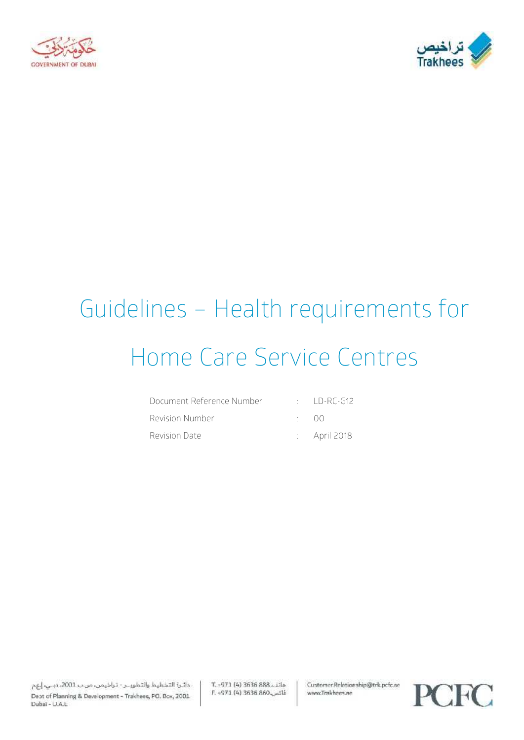# Guidelines – Health requirements for Home Care Service Centres

| | | |
|---|---|---|
| Document Reference Number | : | LD-RC-G12 |
| Revision Number | : | 00 |
| Revision Date | : | April 2018 |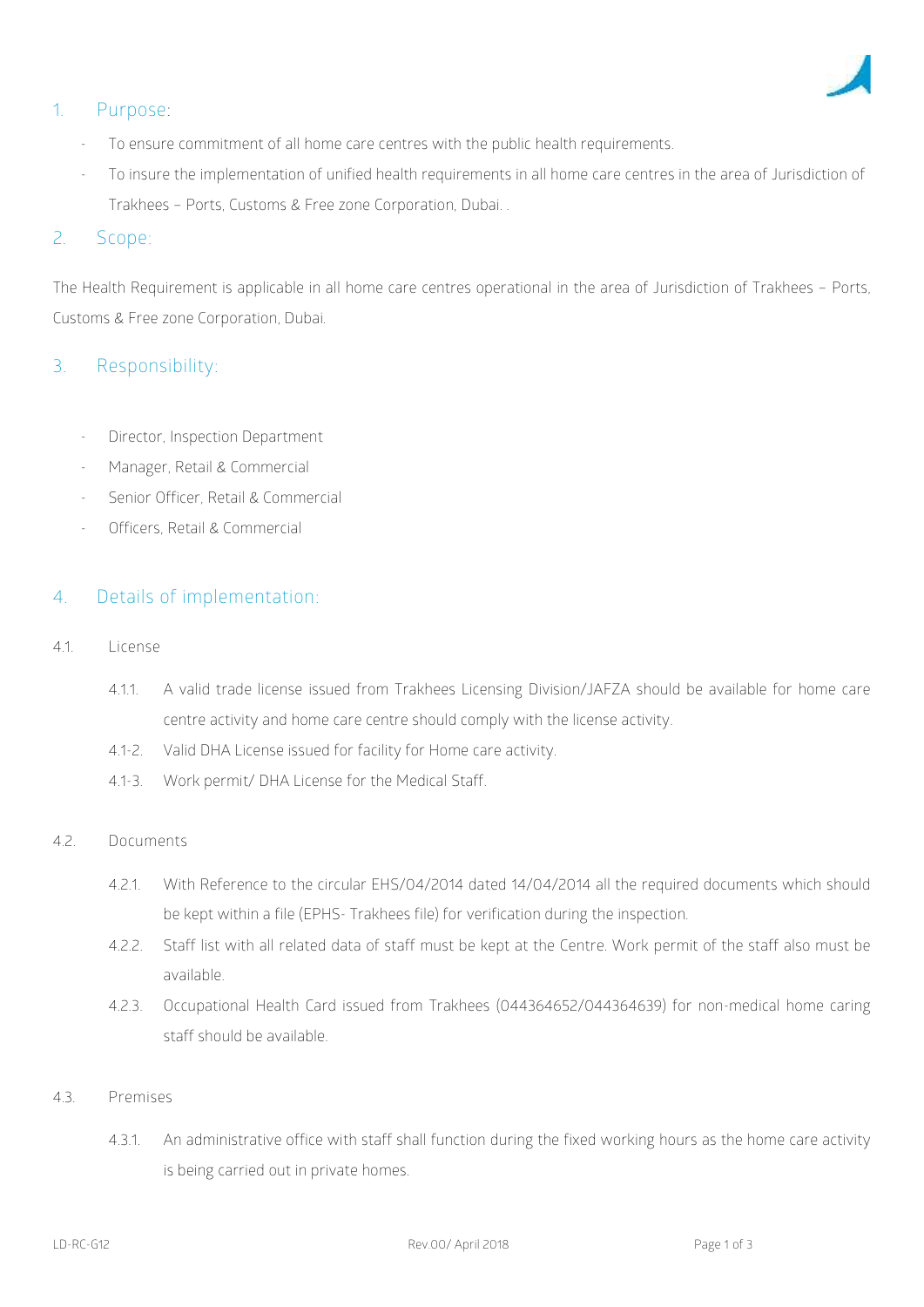## 1. Purpose:

- To ensure commitment of all home care centres with the public health requirements.
- To insure the implementation of unified health requirements in all home care centres in the area of Jurisdiction of Trakhees – Ports, Customs & Free zone Corporation, Dubai. .

## 2. Scope:

The Health Requirement is applicable in all home care centres operational in the area of Jurisdiction of Trakhees – Ports, Customs & Free zone Corporation, Dubai.

## 3. Responsibility:

- Director, Inspection Department
- Manager, Retail & Commercial
- Senior Officer, Retail & Commercial
- Officers, Retail & Commercial

## 4. Details of implementation:

### 4.1. License

- 4.1.1. A valid trade license issued from Trakhees Licensing Division/JAFZA should be available for home care centre activity and home care centre should comply with the license activity.
- 4.1-2. Valid DHA License issued for facility for Home care activity.
- 4.1-3. Work permit/ DHA License for the Medical Staff.

### 4.2. Documents

- 4.2.1. With Reference to the circular EHS/04/2014 dated 14/04/2014 all the required documents which should be kept within a file (EPHS- Trakhees file) for verification during the inspection.
- 4.2.2. Staff list with all related data of staff must be kept at the Centre. Work permit of the staff also must be available.
- 4.2.3. Occupational Health Card issued from Trakhees (044364652/044364639) for non-medical home caring staff should be available.

### 4.3. Premises

- 4.3.1. An administrative office with staff shall function during the fixed working hours as the home care activity is being carried out in private homes.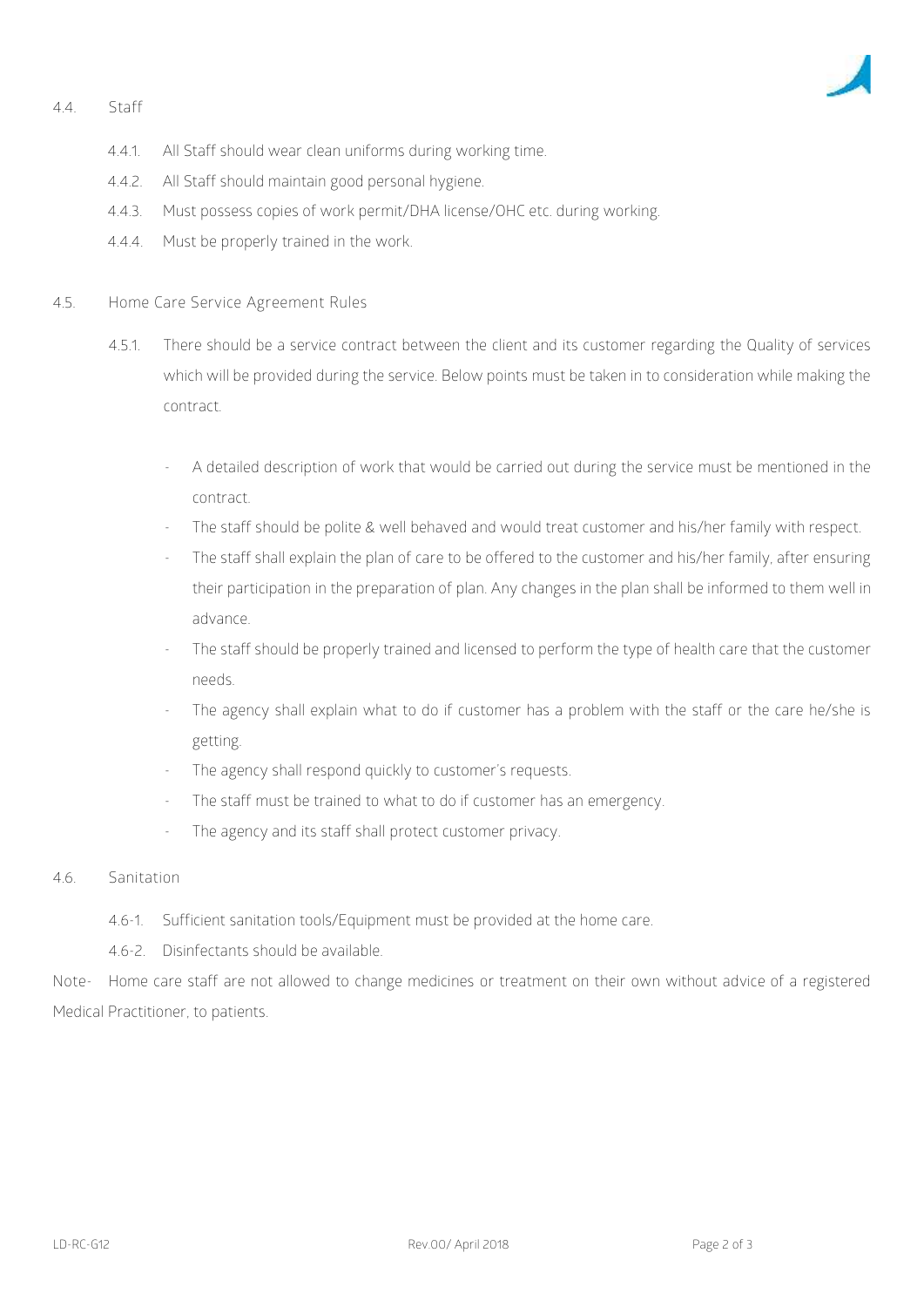## 4.4. Staff

4.4.1. All Staff should wear clean uniforms during working time.

4.4.2. All Staff should maintain good personal hygiene.

4.4.3. Must possess copies of work permit/DHA license/OHC etc. during working.

4.4.4. Must be properly trained in the work.

## 4.5. Home Care Service Agreement Rules

4.5.1. There should be a service contract between the client and its customer regarding the Quality of services which will be provided during the service. Below points must be taken in to consideration while making the contract.

- A detailed description of work that would be carried out during the service must be mentioned in the contract.
- The staff should be polite & well behaved and would treat customer and his/her family with respect.
- The staff shall explain the plan of care to be offered to the customer and his/her family, after ensuring their participation in the preparation of plan. Any changes in the plan shall be informed to them well in advance.
- The staff should be properly trained and licensed to perform the type of health care that the customer needs.
- The agency shall explain what to do if customer has a problem with the staff or the care he/she is getting.
- The agency shall respond quickly to customer's requests.
- The staff must be trained to what to do if customer has an emergency.
- The agency and its staff shall protect customer privacy.

## 4.6. Sanitation

4.6-1. Sufficient sanitation tools/Equipment must be provided at the home care.

4.6-2. Disinfectants should be available.

Note- Home care staff are not allowed to change medicines or treatment on their own without advice of a registered Medical Practitioner, to patients.